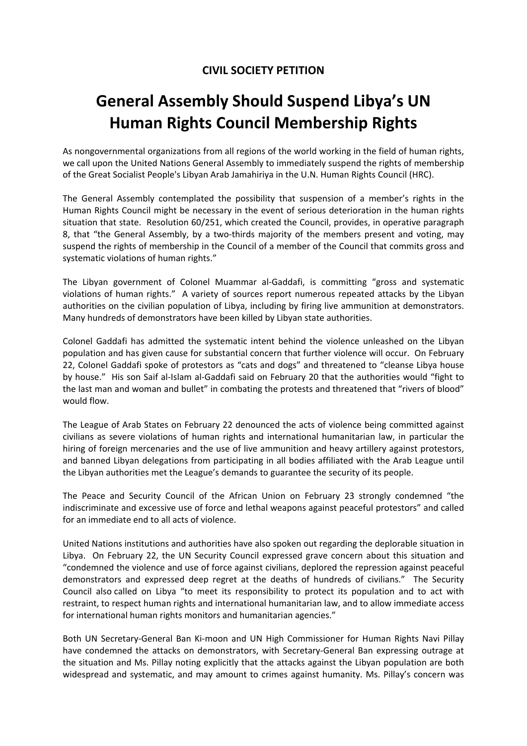**CIVIL SOCIETY PETITION**

# General Assembly Should Suspend Libya's UN Human Rights Council Membership Rights

As nongovernmental organizations from all regions of the world working in the field of human rights, we call upon the United Nations General Assembly to immediately suspend the rights of membership of the Great Socialist People's Libyan Arab Jamahiriya in the U.N. Human Rights Council (HRC).

The General Assembly contemplated the possibility that suspension of a member's rights in the Human Rights Council might be necessary in the event of serious deterioration in the human rights situation that state. Resolution 60/251, which created the Council, provides, in operative paragraph 8, that "the General Assembly, by a two-thirds majority of the members present and voting, may suspend the rights of membership in the Council of a member of the Council that commits gross and systematic violations of human rights."

The Libyan government of Colonel Muammar al-Gaddafi, is committing "gross and systematic violations of human rights." A variety of sources report numerous repeated attacks by the Libyan authorities on the civilian population of Libya, including by firing live ammunition at demonstrators. Many hundreds of demonstrators have been killed by Libyan state authorities.

Colonel Gaddafi has admitted the systematic intent behind the violence unleashed on the Libyan population and has given cause for substantial concern that further violence will occur. On February 22, Colonel Gaddafi spoke of protestors as "cats and dogs" and threatened to "cleanse Libya house by house." His son Saif al-Islam al-Gaddafi said on February 20 that the authorities would "fight to the last man and woman and bullet" in combating the protests and threatened that "rivers of blood" would flow.

The League of Arab States on February 22 denounced the acts of violence being committed against civilians as severe violations of human rights and international humanitarian law, in particular the hiring of foreign mercenaries and the use of live ammunition and heavy artillery against protestors, and banned Libyan delegations from participating in all bodies affiliated with the Arab League until the Libyan authorities met the League's demands to guarantee the security of its people.

The Peace and Security Council of the African Union on February 23 strongly condemned "the indiscriminate and excessive use of force and lethal weapons against peaceful protestors" and called for an immediate end to all acts of violence.

United Nations institutions and authorities have also spoken out regarding the deplorable situation in Libya. On February 22, the UN Security Council expressed grave concern about this situation and "condemned the violence and use of force against civilians, deplored the repression against peaceful demonstrators and expressed deep regret at the deaths of hundreds of civilians." The Security Council also called on Libya "to meet its responsibility to protect its population and to act with restraint, to respect human rights and international humanitarian law, and to allow immediate access for international human rights monitors and humanitarian agencies."

Both UN Secretary-General Ban Ki-moon and UN High Commissioner for Human Rights Navi Pillay have condemned the attacks on demonstrators, with Secretary-General Ban expressing outrage at the situation and Ms. Pillay noting explicitly that the attacks against the Libyan population are both widespread and systematic, and may amount to crimes against humanity. Ms. Pillay's concern was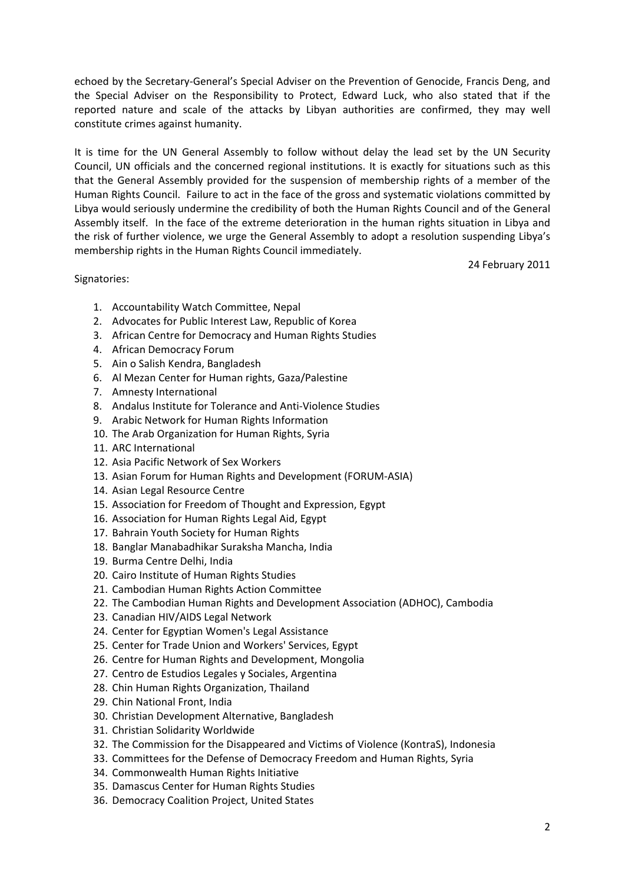echoed by the Secretary-General's Special Adviser on the Prevention of Genocide, Francis Deng, and the Special Adviser on the Responsibility to Protect, Edward Luck, who also stated that if the reported nature and scale of the attacks by Libyan authorities are confirmed, they may well constitute crimes against humanity.

It is time for the UN General Assembly to follow without delay the lead set by the UN Security Council, UN officials and the concerned regional institutions. It is exactly for situations such as this that the General Assembly provided for the suspension of membership rights of a member of the Human Rights Council. Failure to act in the face of the gross and systematic violations committed by Libya would seriously undermine the credibility of both the Human Rights Council and of the General Assembly itself. In the face of the extreme deterioration in the human rights situation in Libya and the risk of further violence, we urge the General Assembly to adopt a resolution suspending Libya's membership rights in the Human Rights Council immediately.

24 February 2011

Signatories:

1. Accountability Watch Committee, Nepal
2. Advocates for Public Interest Law, Republic of Korea
3. African Centre for Democracy and Human Rights Studies
4. African Democracy Forum
5. Ain o Salish Kendra, Bangladesh
6. Al Mezan Center for Human rights, Gaza/Palestine
7. Amnesty International
8. Andalus Institute for Tolerance and Anti-Violence Studies
9. Arabic Network for Human Rights Information
10. The Arab Organization for Human Rights, Syria
11. ARC International
12. Asia Pacific Network of Sex Workers
13. Asian Forum for Human Rights and Development (FORUM-ASIA)
14. Asian Legal Resource Centre
15. Association for Freedom of Thought and Expression, Egypt
16. Association for Human Rights Legal Aid, Egypt
17. Bahrain Youth Society for Human Rights
18. Banglar Manabadhikar Suraksha Mancha, India
19. Burma Centre Delhi, India
20. Cairo Institute of Human Rights Studies
21. Cambodian Human Rights Action Committee
22. The Cambodian Human Rights and Development Association (ADHOC), Cambodia
23. Canadian HIV/AIDS Legal Network
24. Center for Egyptian Women's Legal Assistance
25. Center for Trade Union and Workers' Services, Egypt
26. Centre for Human Rights and Development, Mongolia
27. Centro de Estudios Legales y Sociales, Argentina
28. Chin Human Rights Organization, Thailand
29. Chin National Front, India
30. Christian Development Alternative, Bangladesh
31. Christian Solidarity Worldwide
32. The Commission for the Disappeared and Victims of Violence (KontraS), Indonesia
33. Committees for the Defense of Democracy Freedom and Human Rights, Syria
34. Commonwealth Human Rights Initiative
35. Damascus Center for Human Rights Studies
36. Democracy Coalition Project, United States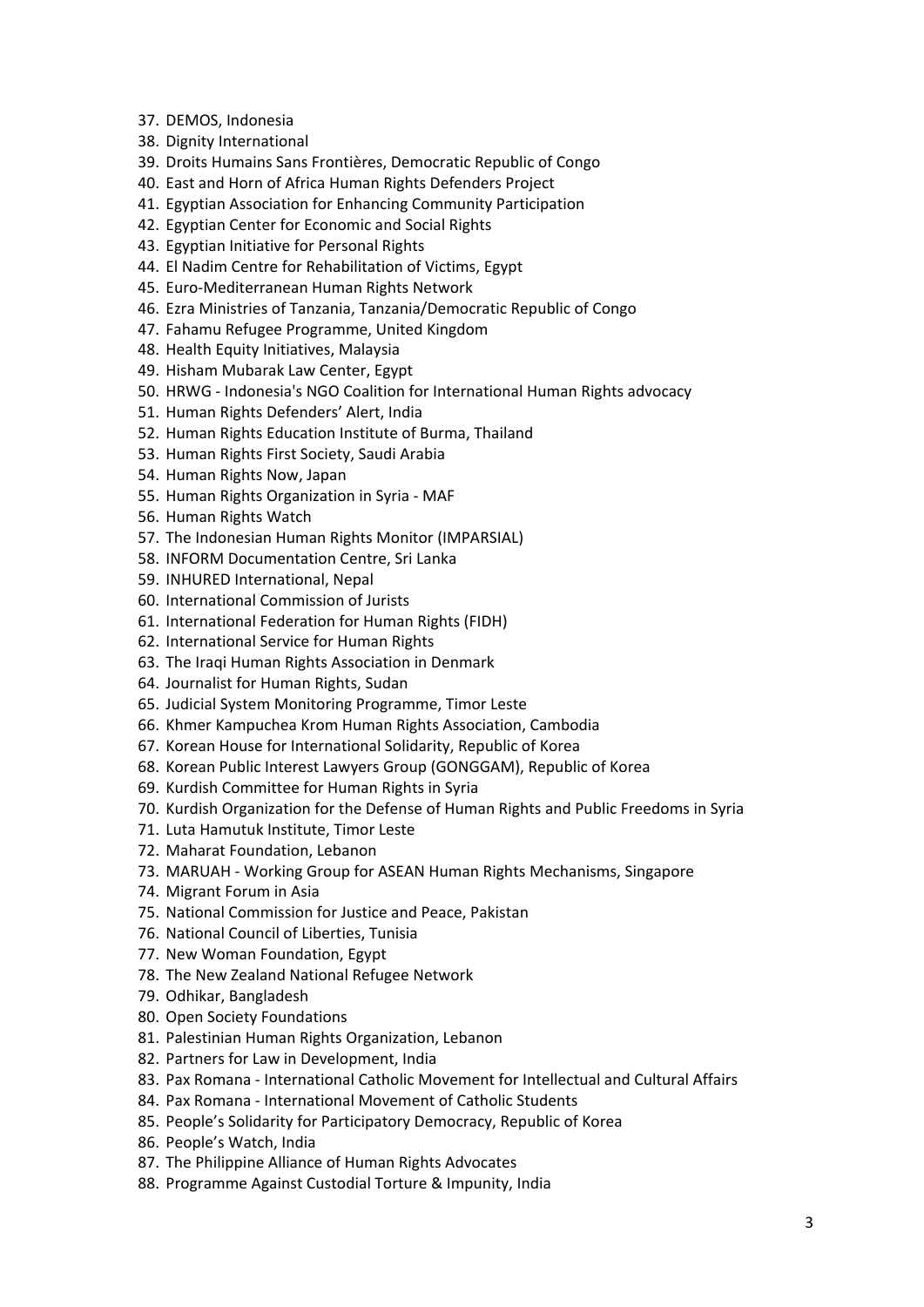37. DEMOS, Indonesia
38. Dignity International
39. Droits Humains Sans Frontières, Democratic Republic of Congo
40. East and Horn of Africa Human Rights Defenders Project
41. Egyptian Association for Enhancing Community Participation
42. Egyptian Center for Economic and Social Rights
43. Egyptian Initiative for Personal Rights
44. El Nadim Centre for Rehabilitation of Victims, Egypt
45. Euro-Mediterranean Human Rights Network
46. Ezra Ministries of Tanzania, Tanzania/Democratic Republic of Congo
47. Fahamu Refugee Programme, United Kingdom
48. Health Equity Initiatives, Malaysia
49. Hisham Mubarak Law Center, Egypt
50. HRWG - Indonesia's NGO Coalition for International Human Rights advocacy
51. Human Rights Defenders' Alert, India
52. Human Rights Education Institute of Burma, Thailand
53. Human Rights First Society, Saudi Arabia
54. Human Rights Now, Japan
55. Human Rights Organization in Syria - MAF
56. Human Rights Watch
57. The Indonesian Human Rights Monitor (IMPARSIAL)
58. INFORM Documentation Centre, Sri Lanka
59. INHURED International, Nepal
60. International Commission of Jurists
61. International Federation for Human Rights (FIDH)
62. International Service for Human Rights
63. The Iraqi Human Rights Association in Denmark
64. Journalist for Human Rights, Sudan
65. Judicial System Monitoring Programme, Timor Leste
66. Khmer Kampuchea Krom Human Rights Association, Cambodia
67. Korean House for International Solidarity, Republic of Korea
68. Korean Public Interest Lawyers Group (GONGGAM), Republic of Korea
69. Kurdish Committee for Human Rights in Syria
70. Kurdish Organization for the Defense of Human Rights and Public Freedoms in Syria
71. Luta Hamutuk Institute, Timor Leste
72. Maharat Foundation, Lebanon
73. MARUAH - Working Group for ASEAN Human Rights Mechanisms, Singapore
74. Migrant Forum in Asia
75. National Commission for Justice and Peace, Pakistan
76. National Council of Liberties, Tunisia
77. New Woman Foundation, Egypt
78. The New Zealand National Refugee Network
79. Odhikar, Bangladesh
80. Open Society Foundations
81. Palestinian Human Rights Organization, Lebanon
82. Partners for Law in Development, India
83. Pax Romana - International Catholic Movement for Intellectual and Cultural Affairs
84. Pax Romana - International Movement of Catholic Students
85. People's Solidarity for Participatory Democracy, Republic of Korea
86. People's Watch, India
87. The Philippine Alliance of Human Rights Advocates
88. Programme Against Custodial Torture & Impunity, India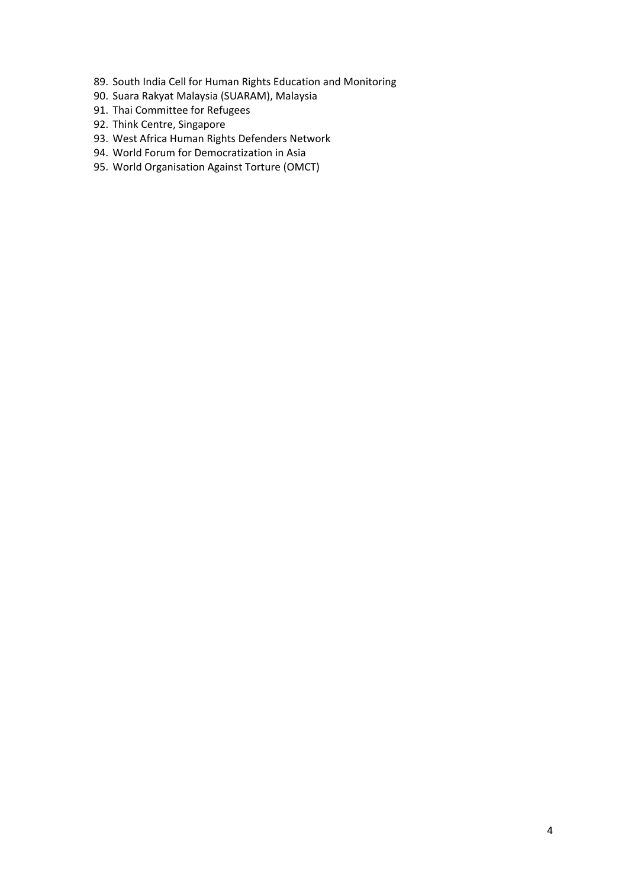89. South India Cell for Human Rights Education and Monitoring
90. Suara Rakyat Malaysia (SUARAM), Malaysia
91. Thai Committee for Refugees
92. Think Centre, Singapore
93. West Africa Human Rights Defenders Network
94. World Forum for Democratization in Asia
95. World Organisation Against Torture (OMCT)